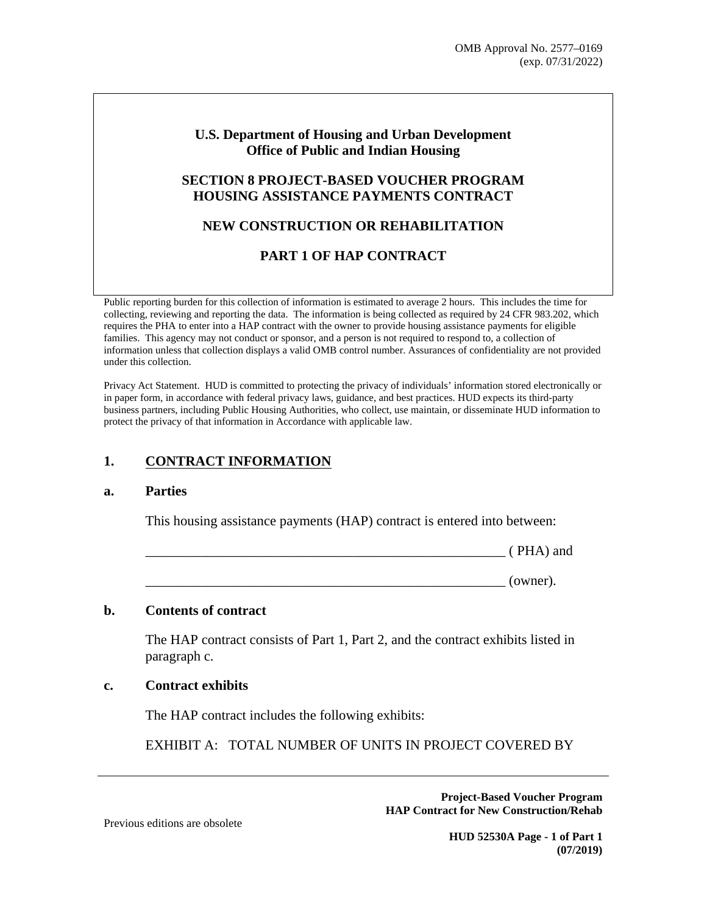OMB Approval No. 2577–0169
(exp. 07/31/2022)

**U.S. Department of Housing and Urban Development**
**Office of Public and Indian Housing**

**SECTION 8 PROJECT-BASED VOUCHER PROGRAM**
**HOUSING ASSISTANCE PAYMENTS CONTRACT**

**NEW CONSTRUCTION OR REHABILITATION**

**PART 1 OF HAP CONTRACT**

Public reporting burden for this collection of information is estimated to average 2 hours. This includes the time for collecting, reviewing and reporting the data. The information is being collected as required by 24 CFR 983.202, which requires the PHA to enter into a HAP contract with the owner to provide housing assistance payments for eligible families. This agency may not conduct or sponsor, and a person is not required to respond to, a collection of information unless that collection displays a valid OMB control number. Assurances of confidentiality are not provided under this collection.

Privacy Act Statement. HUD is committed to protecting the privacy of individuals' information stored electronically or in paper form, in accordance with federal privacy laws, guidance, and best practices. HUD expects its third-party business partners, including Public Housing Authorities, who collect, use maintain, or disseminate HUD information to protect the privacy of that information in Accordance with applicable law.

## 1. CONTRACT INFORMATION

### a. Parties

This housing assistance payments (HAP) contract is entered into between:

_______________________________________________________ ( PHA) and

_______________________________________________________ (owner).

### b. Contents of contract

The HAP contract consists of Part 1, Part 2, and the contract exhibits listed in paragraph c.

### c. Contract exhibits

The HAP contract includes the following exhibits:

EXHIBIT A: TOTAL NUMBER OF UNITS IN PROJECT COVERED BY

Previous editions are obsolete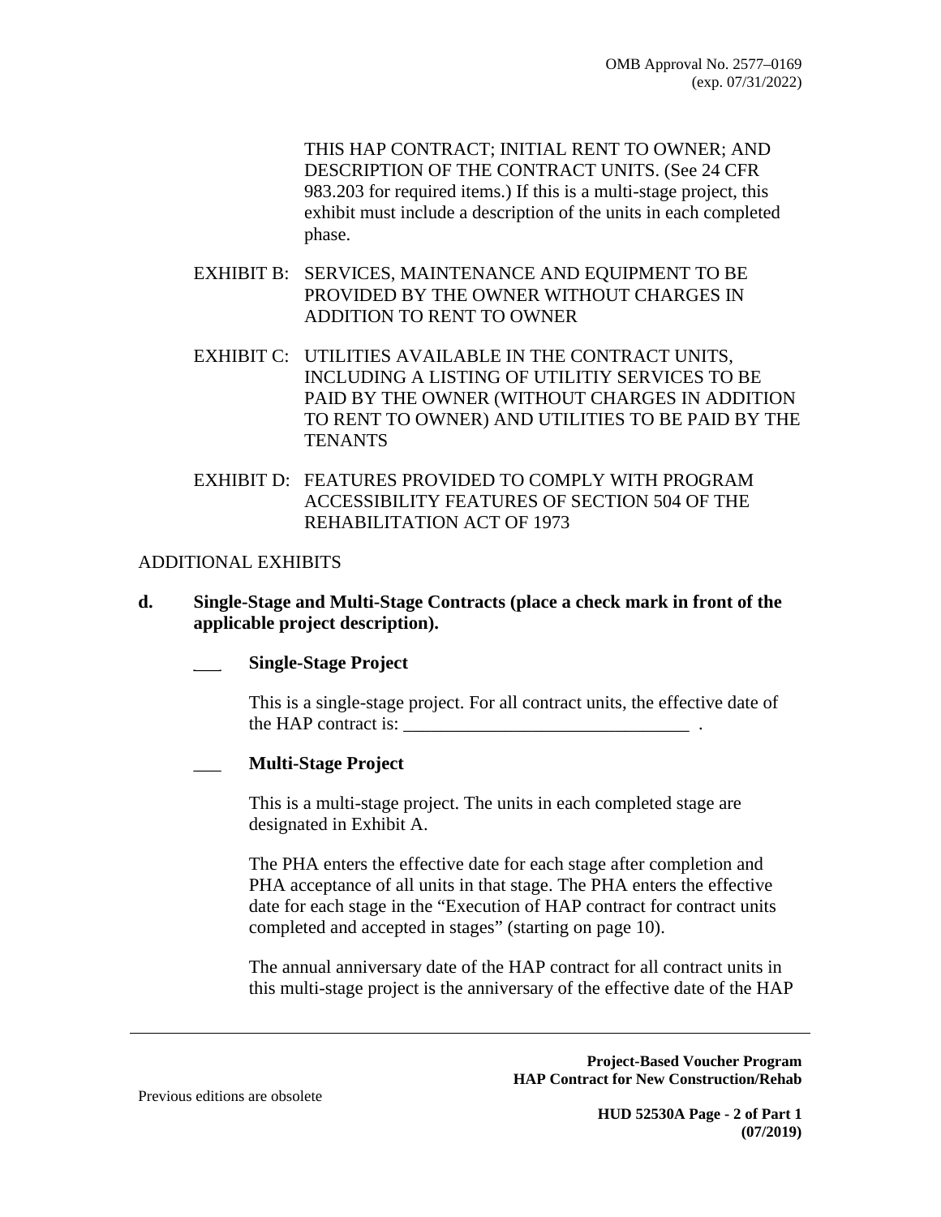THIS HAP CONTRACT; INITIAL RENT TO OWNER; AND DESCRIPTION OF THE CONTRACT UNITS. (See 24 CFR 983.203 for required items.) If this is a multi-stage project, this exhibit must include a description of the units in each completed phase.

EXHIBIT B: SERVICES, MAINTENANCE AND EQUIPMENT TO BE PROVIDED BY THE OWNER WITHOUT CHARGES IN ADDITION TO RENT TO OWNER

EXHIBIT C: UTILITIES AVAILABLE IN THE CONTRACT UNITS, INCLUDING A LISTING OF UTILITIY SERVICES TO BE PAID BY THE OWNER (WITHOUT CHARGES IN ADDITION TO RENT TO OWNER) AND UTILITIES TO BE PAID BY THE TENANTS

EXHIBIT D: FEATURES PROVIDED TO COMPLY WITH PROGRAM ACCESSIBILITY FEATURES OF SECTION 504 OF THE REHABILITATION ACT OF 1973

ADDITIONAL EXHIBITS

**d. Single-Stage and Multi-Stage Contracts (place a check mark in front of the applicable project description).**

___ **Single-Stage Project**

This is a single-stage project. For all contract units, the effective date of the HAP contract is: _______________________________ .

___ **Multi-Stage Project**

This is a multi-stage project. The units in each completed stage are designated in Exhibit A.

The PHA enters the effective date for each stage after completion and PHA acceptance of all units in that stage. The PHA enters the effective date for each stage in the "Execution of HAP contract for contract units completed and accepted in stages" (starting on page 10).

The annual anniversary date of the HAP contract for all contract units in this multi-stage project is the anniversary of the effective date of the HAP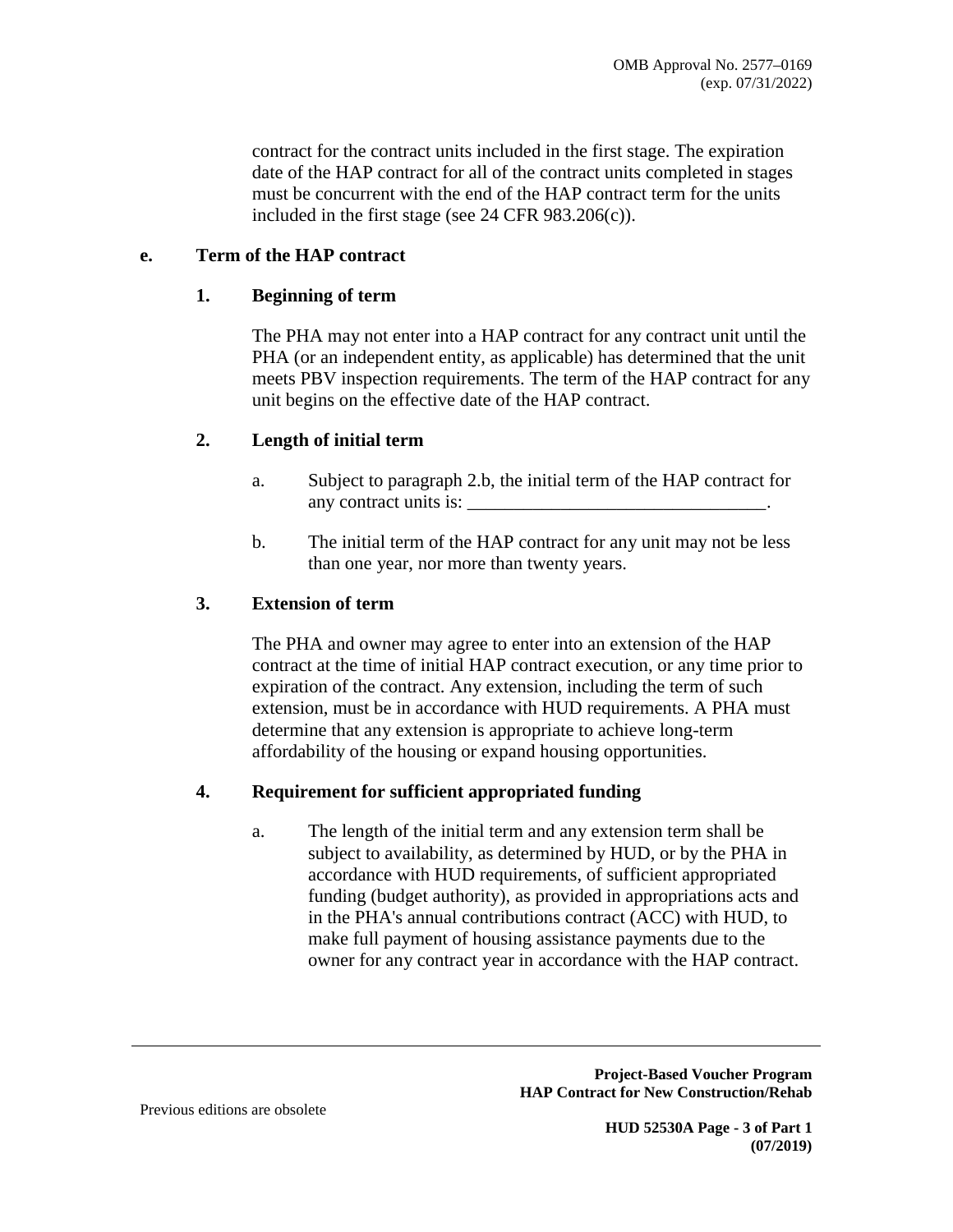contract for the contract units included in the first stage. The expiration date of the HAP contract for all of the contract units completed in stages must be concurrent with the end of the HAP contract term for the units included in the first stage (see 24 CFR 983.206(c)).

**e. Term of the HAP contract**

**1. Beginning of term**

The PHA may not enter into a HAP contract for any contract unit until the PHA (or an independent entity, as applicable) has determined that the unit meets PBV inspection requirements. The term of the HAP contract for any unit begins on the effective date of the HAP contract.

**2. Length of initial term**

a. Subject to paragraph 2.b, the initial term of the HAP contract for any contract units is: ________________________________.

b. The initial term of the HAP contract for any unit may not be less than one year, nor more than twenty years.

**3. Extension of term**

The PHA and owner may agree to enter into an extension of the HAP contract at the time of initial HAP contract execution, or any time prior to expiration of the contract. Any extension, including the term of such extension, must be in accordance with HUD requirements. A PHA must determine that any extension is appropriate to achieve long-term affordability of the housing or expand housing opportunities.

**4. Requirement for sufficient appropriated funding**

a. The length of the initial term and any extension term shall be subject to availability, as determined by HUD, or by the PHA in accordance with HUD requirements, of sufficient appropriated funding (budget authority), as provided in appropriations acts and in the PHA's annual contributions contract (ACC) with HUD, to make full payment of housing assistance payments due to the owner for any contract year in accordance with the HAP contract.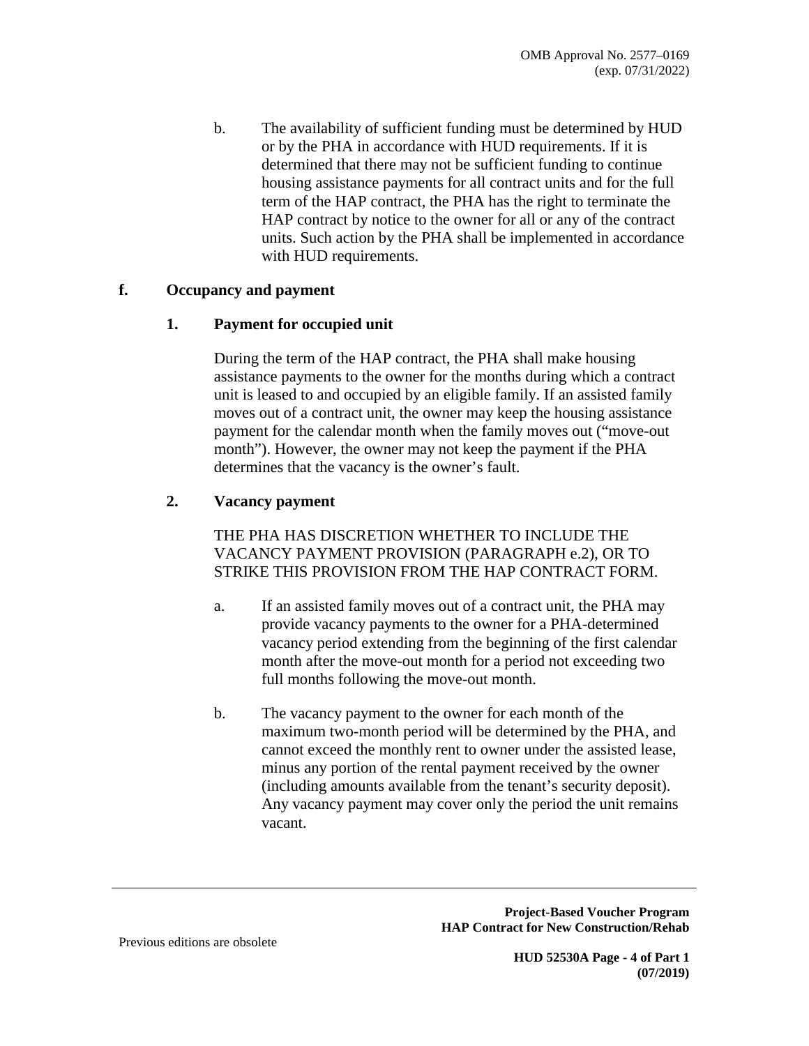b. The availability of sufficient funding must be determined by HUD or by the PHA in accordance with HUD requirements. If it is determined that there may not be sufficient funding to continue housing assistance payments for all contract units and for the full term of the HAP contract, the PHA has the right to terminate the HAP contract by notice to the owner for all or any of the contract units. Such action by the PHA shall be implemented in accordance with HUD requirements.

**f. Occupancy and payment**

**1. Payment for occupied unit**

During the term of the HAP contract, the PHA shall make housing assistance payments to the owner for the months during which a contract unit is leased to and occupied by an eligible family. If an assisted family moves out of a contract unit, the owner may keep the housing assistance payment for the calendar month when the family moves out ("move-out month"). However, the owner may not keep the payment if the PHA determines that the vacancy is the owner's fault.

**2. Vacancy payment**

THE PHA HAS DISCRETION WHETHER TO INCLUDE THE VACANCY PAYMENT PROVISION (PARAGRAPH e.2), OR TO STRIKE THIS PROVISION FROM THE HAP CONTRACT FORM.

a. If an assisted family moves out of a contract unit, the PHA may provide vacancy payments to the owner for a PHA-determined vacancy period extending from the beginning of the first calendar month after the move-out month for a period not exceeding two full months following the move-out month.

b. The vacancy payment to the owner for each month of the maximum two-month period will be determined by the PHA, and cannot exceed the monthly rent to owner under the assisted lease, minus any portion of the rental payment received by the owner (including amounts available from the tenant's security deposit). Any vacancy payment may cover only the period the unit remains vacant.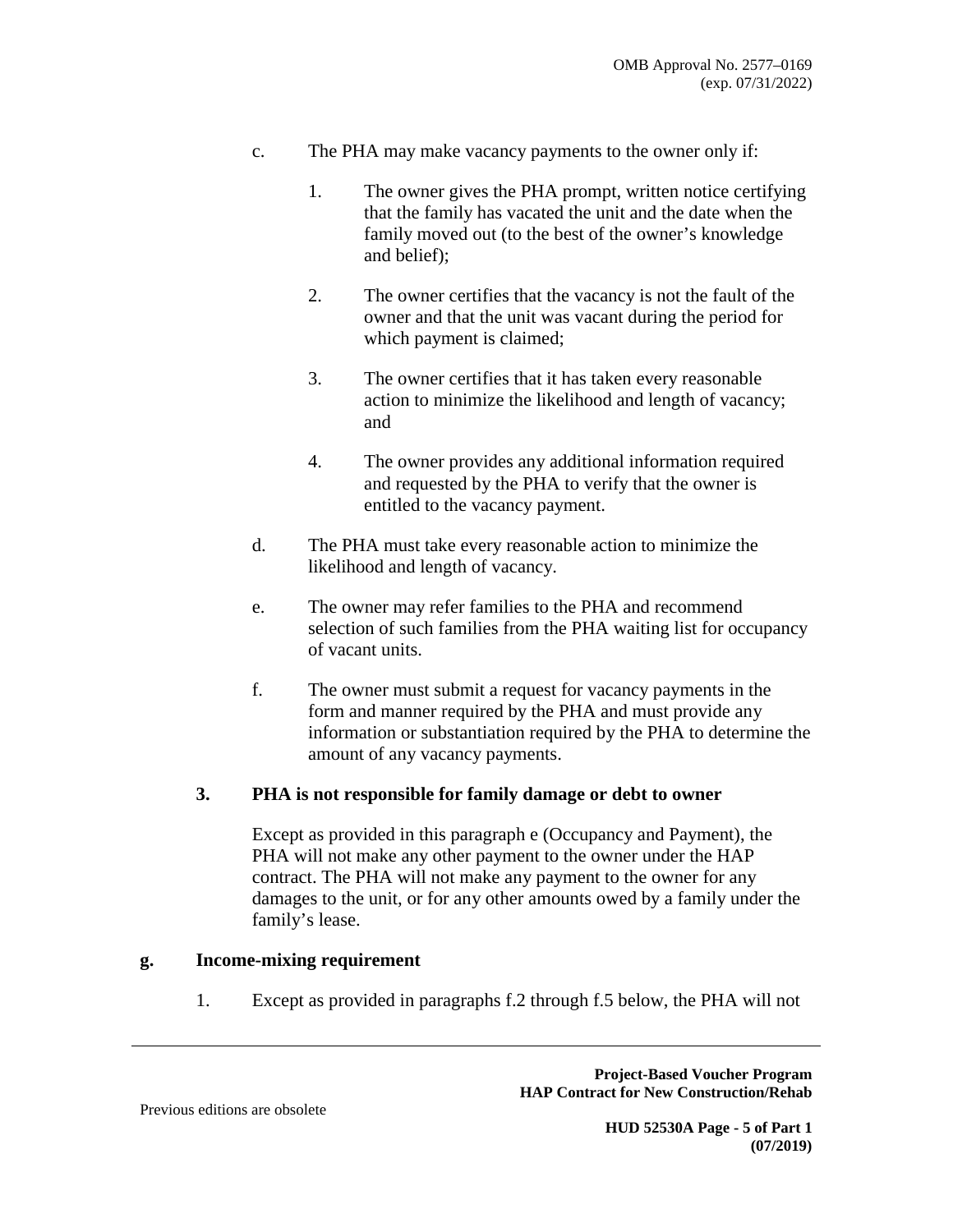c. The PHA may make vacancy payments to the owner only if:

   1. The owner gives the PHA prompt, written notice certifying that the family has vacated the unit and the date when the family moved out (to the best of the owner's knowledge and belief);

   2. The owner certifies that the vacancy is not the fault of the owner and that the unit was vacant during the period for which payment is claimed;

   3. The owner certifies that it has taken every reasonable action to minimize the likelihood and length of vacancy; and

   4. The owner provides any additional information required and requested by the PHA to verify that the owner is entitled to the vacancy payment.

d. The PHA must take every reasonable action to minimize the likelihood and length of vacancy.

e. The owner may refer families to the PHA and recommend selection of such families from the PHA waiting list for occupancy of vacant units.

f. The owner must submit a request for vacancy payments in the form and manner required by the PHA and must provide any information or substantiation required by the PHA to determine the amount of any vacancy payments.

### 3. PHA is not responsible for family damage or debt to owner

Except as provided in this paragraph e (Occupancy and Payment), the PHA will not make any other payment to the owner under the HAP contract. The PHA will not make any payment to the owner for any damages to the unit, or for any other amounts owed by a family under the family's lease.

## g. Income-mixing requirement

1. Except as provided in paragraphs f.2 through f.5 below, the PHA will not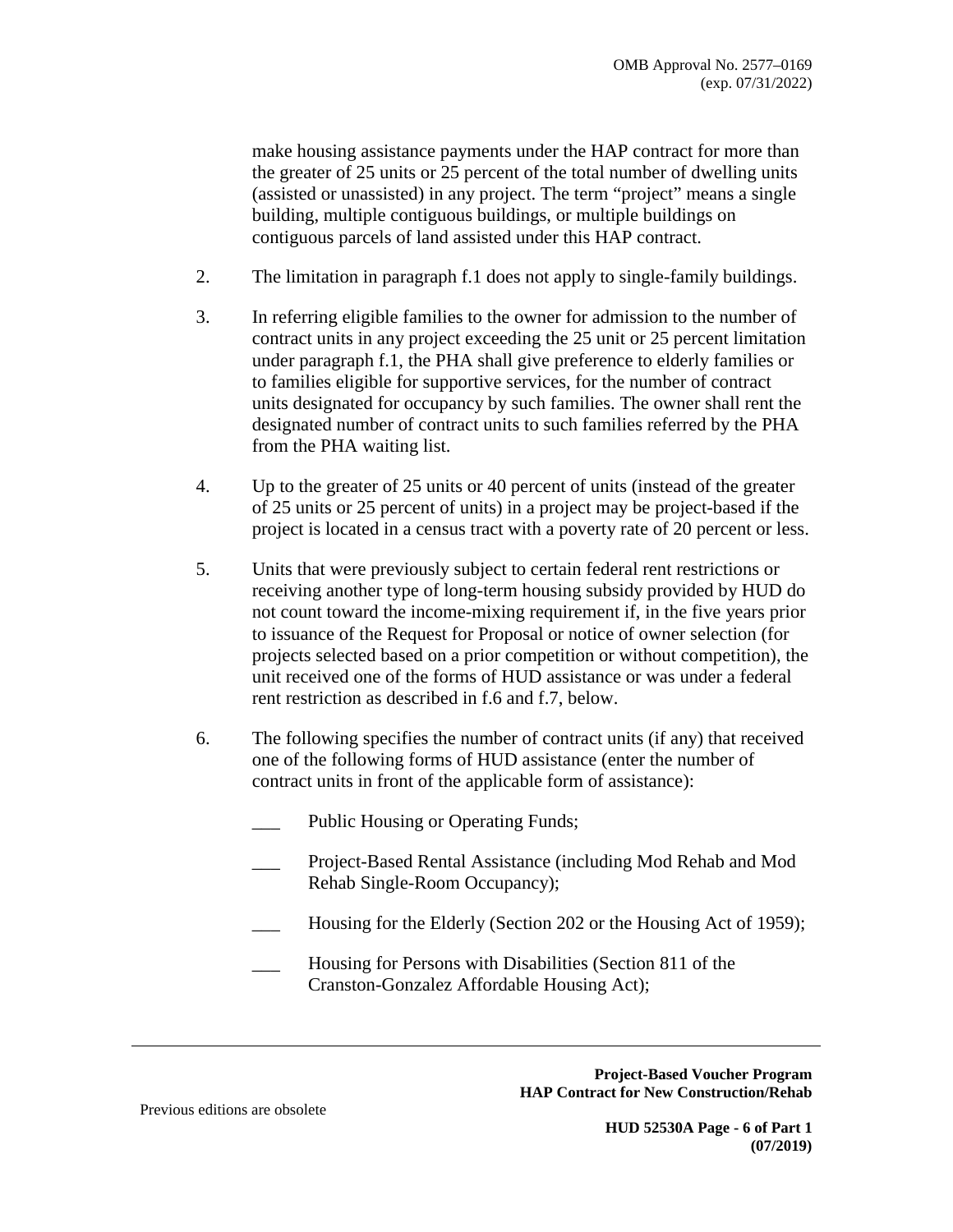make housing assistance payments under the HAP contract for more than the greater of 25 units or 25 percent of the total number of dwelling units (assisted or unassisted) in any project. The term "project" means a single building, multiple contiguous buildings, or multiple buildings on contiguous parcels of land assisted under this HAP contract.

2. The limitation in paragraph f.1 does not apply to single-family buildings.

3. In referring eligible families to the owner for admission to the number of contract units in any project exceeding the 25 unit or 25 percent limitation under paragraph f.1, the PHA shall give preference to elderly families or to families eligible for supportive services, for the number of contract units designated for occupancy by such families. The owner shall rent the designated number of contract units to such families referred by the PHA from the PHA waiting list.

4. Up to the greater of 25 units or 40 percent of units (instead of the greater of 25 units or 25 percent of units) in a project may be project-based if the project is located in a census tract with a poverty rate of 20 percent or less.

5. Units that were previously subject to certain federal rent restrictions or receiving another type of long-term housing subsidy provided by HUD do not count toward the income-mixing requirement if, in the five years prior to issuance of the Request for Proposal or notice of owner selection (for projects selected based on a prior competition or without competition), the unit received one of the forms of HUD assistance or was under a federal rent restriction as described in f.6 and f.7, below.

6. The following specifies the number of contract units (if any) that received one of the following forms of HUD assistance (enter the number of contract units in front of the applicable form of assistance):

   ___ Public Housing or Operating Funds;

   ___ Project-Based Rental Assistance (including Mod Rehab and Mod Rehab Single-Room Occupancy);

   ___ Housing for the Elderly (Section 202 or the Housing Act of 1959);

   ___ Housing for Persons with Disabilities (Section 811 of the Cranston-Gonzalez Affordable Housing Act);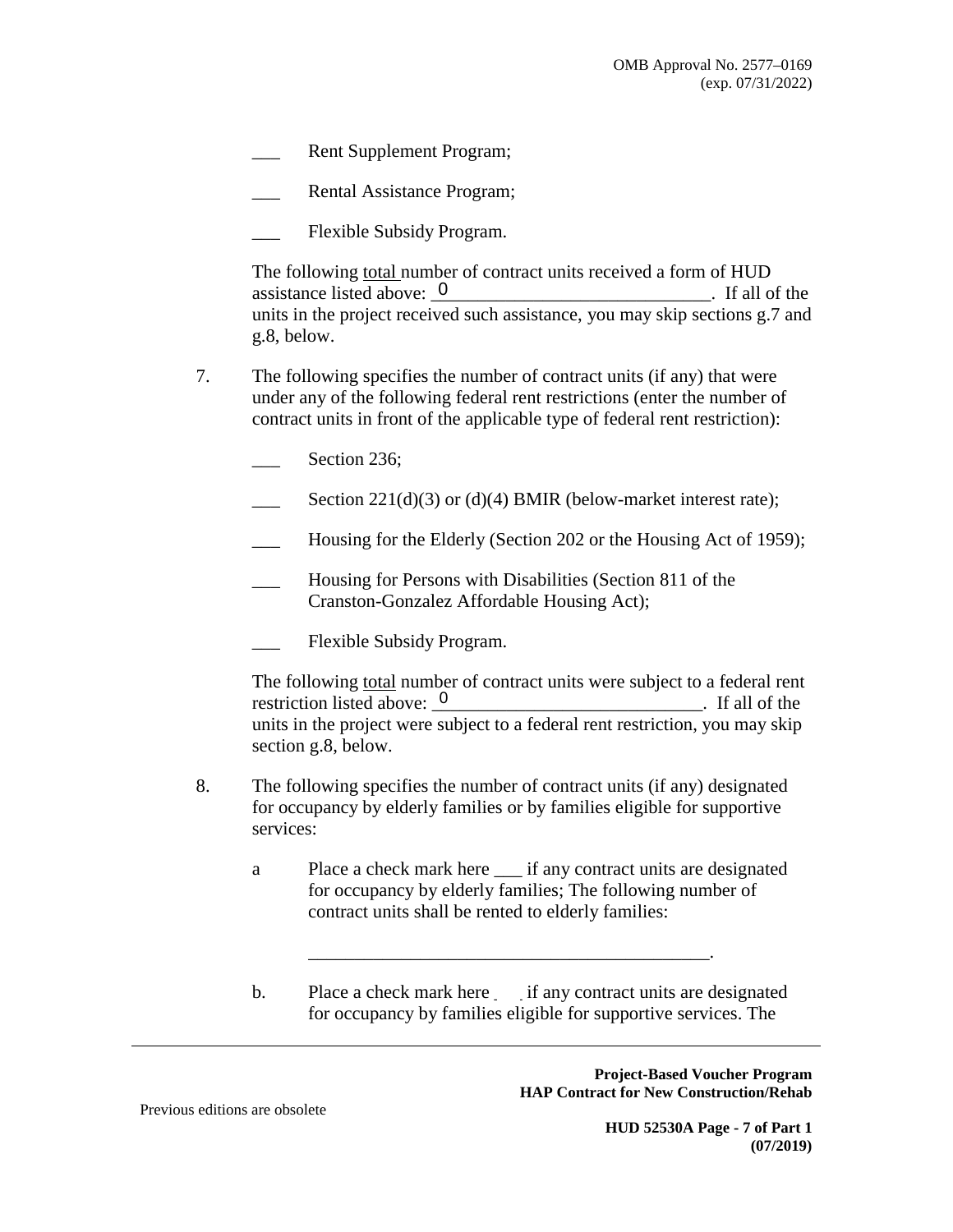___ Rent Supplement Program;

___ Rental Assistance Program;

___ Flexible Subsidy Program.

The following total number of contract units received a form of HUD assistance listed above: 0. If all of the units in the project received such assistance, you may skip sections g.7 and g.8, below.

7. The following specifies the number of contract units (if any) that were under any of the following federal rent restrictions (enter the number of contract units in front of the applicable type of federal rent restriction):

   ___ Section 236;

   ___ Section 221(d)(3) or (d)(4) BMIR (below-market interest rate);

   ___ Housing for the Elderly (Section 202 or the Housing Act of 1959);

   ___ Housing for Persons with Disabilities (Section 811 of the Cranston-Gonzalez Affordable Housing Act);

   ___ Flexible Subsidy Program.

   The following total number of contract units were subject to a federal rent restriction listed above: 0. If all of the units in the project were subject to a federal rent restriction, you may skip section g.8, below.

8. The following specifies the number of contract units (if any) designated for occupancy by elderly families or by families eligible for supportive services:

   a Place a check mark here ___ if any contract units are designated for occupancy by elderly families; The following number of contract units shall be rented to elderly families:

   ___________________________________________.

   b. Place a check mark here ___ if any contract units are designated for occupancy by families eligible for supportive services. The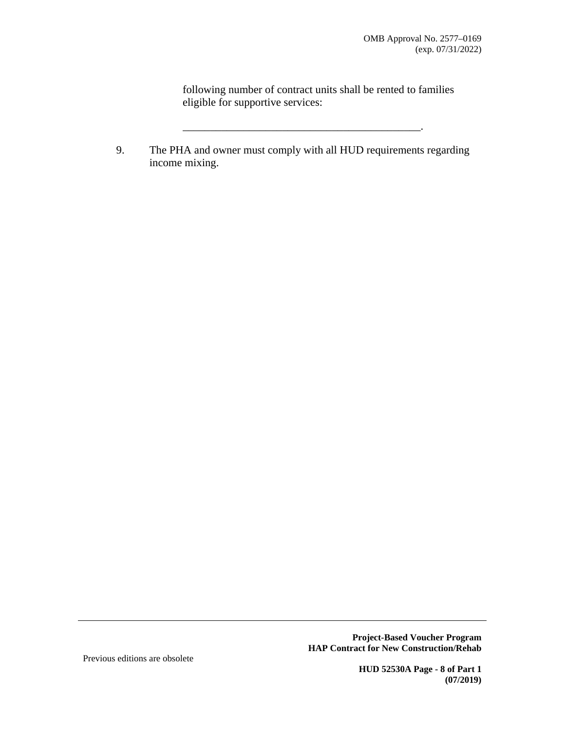following number of contract units shall be rented to families eligible for supportive services:

___________________________________________.

9. The PHA and owner must comply with all HUD requirements regarding income mixing.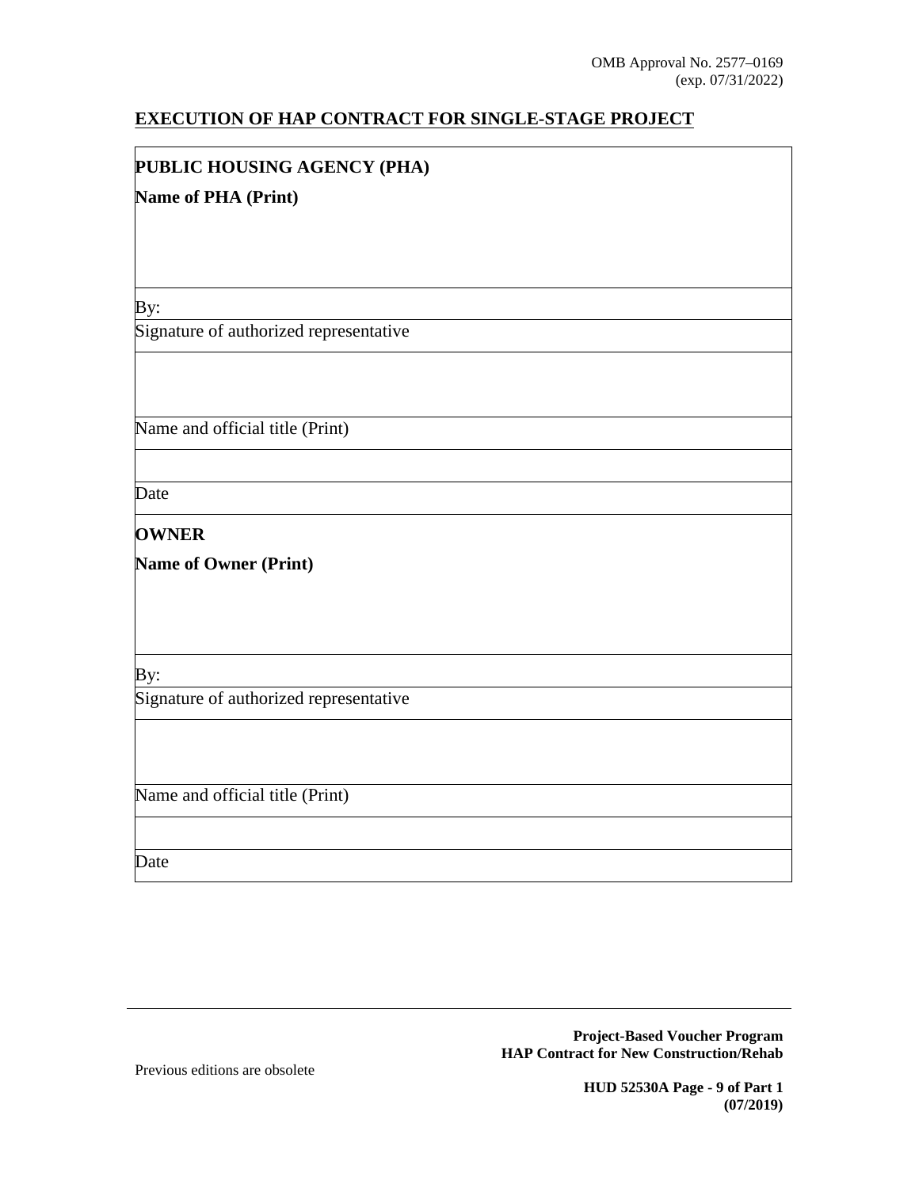OMB Approval No. 2577–0169
(exp. 07/31/2022)

## EXECUTION OF HAP CONTRACT FOR SINGLE-STAGE PROJECT

| **PUBLIC HOUSING AGENCY (PHA)** |
|---|
| **Name of PHA (Print)** |
| |
| By: |
| Signature of authorized representative |
| |
| Name and official title (Print) |
| |
| Date |
| **OWNER** |
| **Name of Owner (Print)** |
| |
| By: |
| Signature of authorized representative |
| |
| Name and official title (Print) |
| |
| Date |

Previous editions are obsolete

**Project-Based Voucher Program**
**HAP Contract for New Construction/Rehab**

**HUD 52530A Page - 9 of Part 1**
**(07/2019)**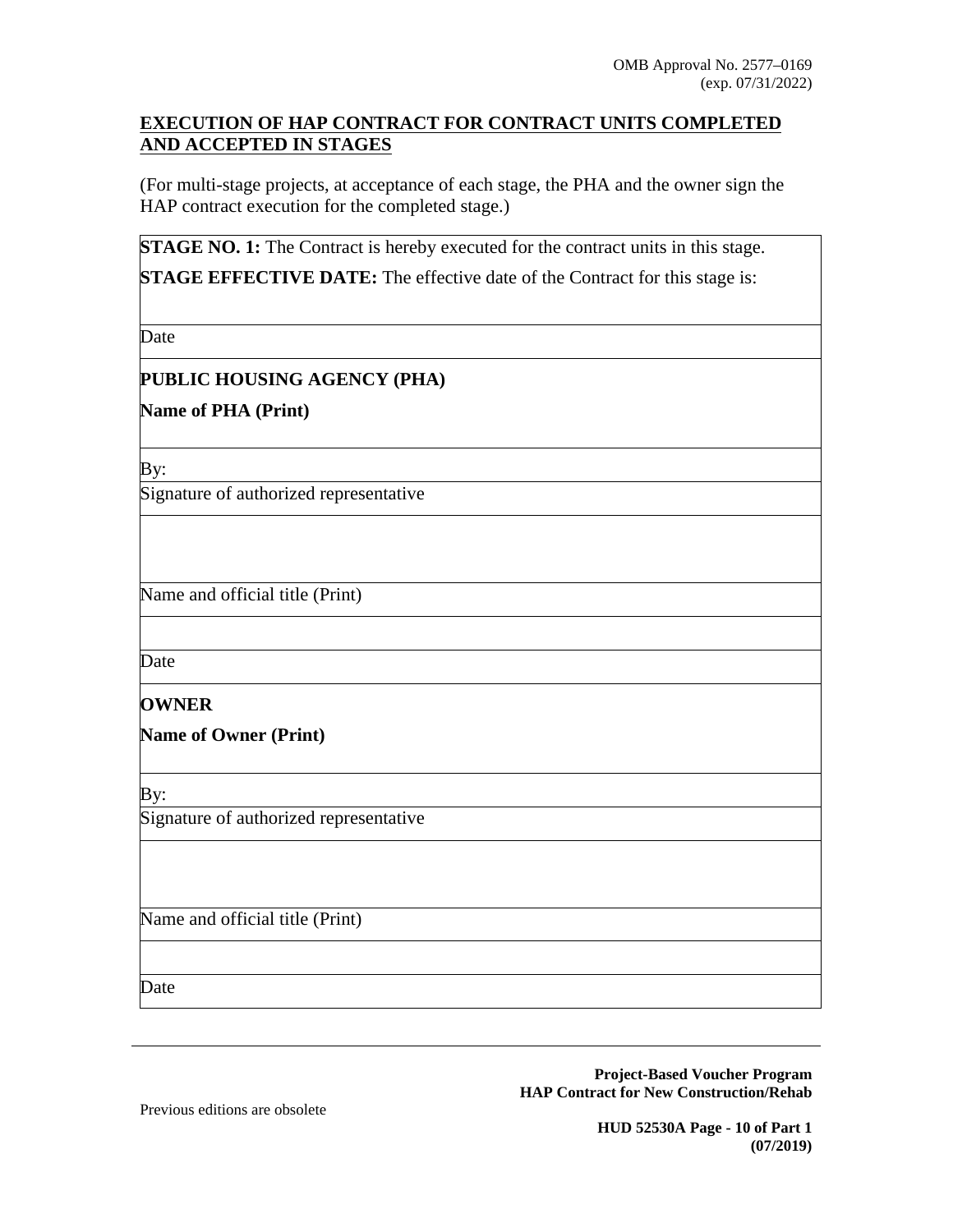OMB Approval No. 2577–0169
(exp. 07/31/2022)

## EXECUTION OF HAP CONTRACT FOR CONTRACT UNITS COMPLETED AND ACCEPTED IN STAGES

(For multi-stage projects, at acceptance of each stage, the PHA and the owner sign the HAP contract execution for the completed stage.)

| |
|---|
| **STAGE NO. 1:** The Contract is hereby executed for the contract units in this stage.<br>**STAGE EFFECTIVE DATE:** The effective date of the Contract for this stage is: |
| Date |
| **PUBLIC HOUSING AGENCY (PHA)**<br>**Name of PHA (Print)** |
| By: |
| Signature of authorized representative |
| |
| Name and official title (Print) |
| |
| Date |
| **OWNER**<br>**Name of Owner (Print)** |
| By: |
| Signature of authorized representative |
| |
| Name and official title (Print) |
| |
| Date |

Previous editions are obsolete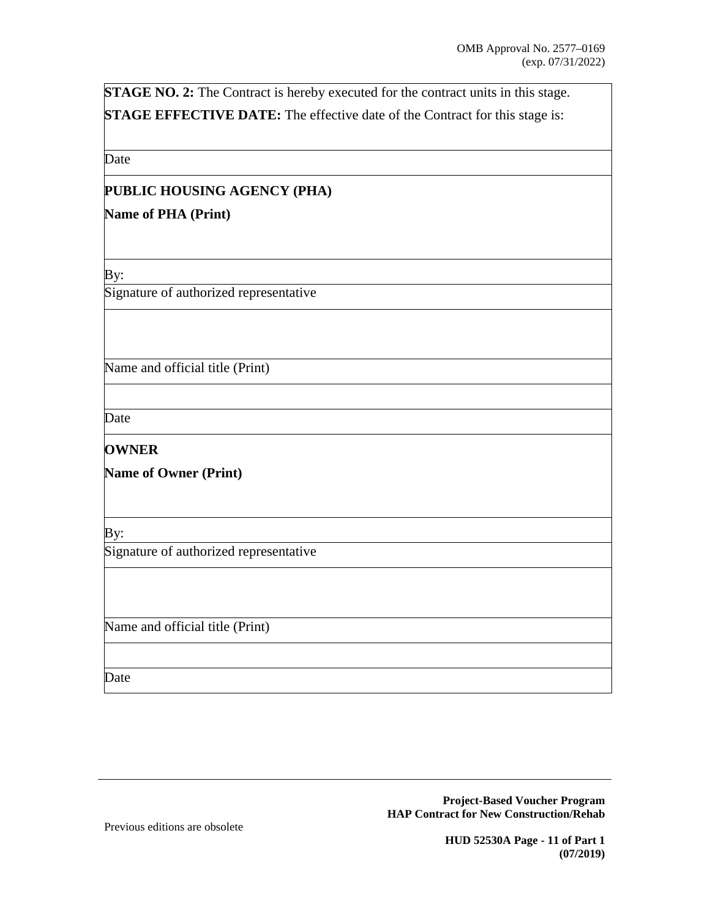| **STAGE NO. 2:** The Contract is hereby executed for the contract units in this stage.<br>**STAGE EFFECTIVE DATE:** The effective date of the Contract for this stage is: |
|---|
| Date |
| **PUBLIC HOUSING AGENCY (PHA)**<br>**Name of PHA (Print)** |
| By: |
| Signature of authorized representative |
| |
| Name and official title (Print) |
| |
| Date |
| **OWNER**<br>**Name of Owner (Print)** |
| By: |
| Signature of authorized representative |
| |
| Name and official title (Print) |
| |
| Date |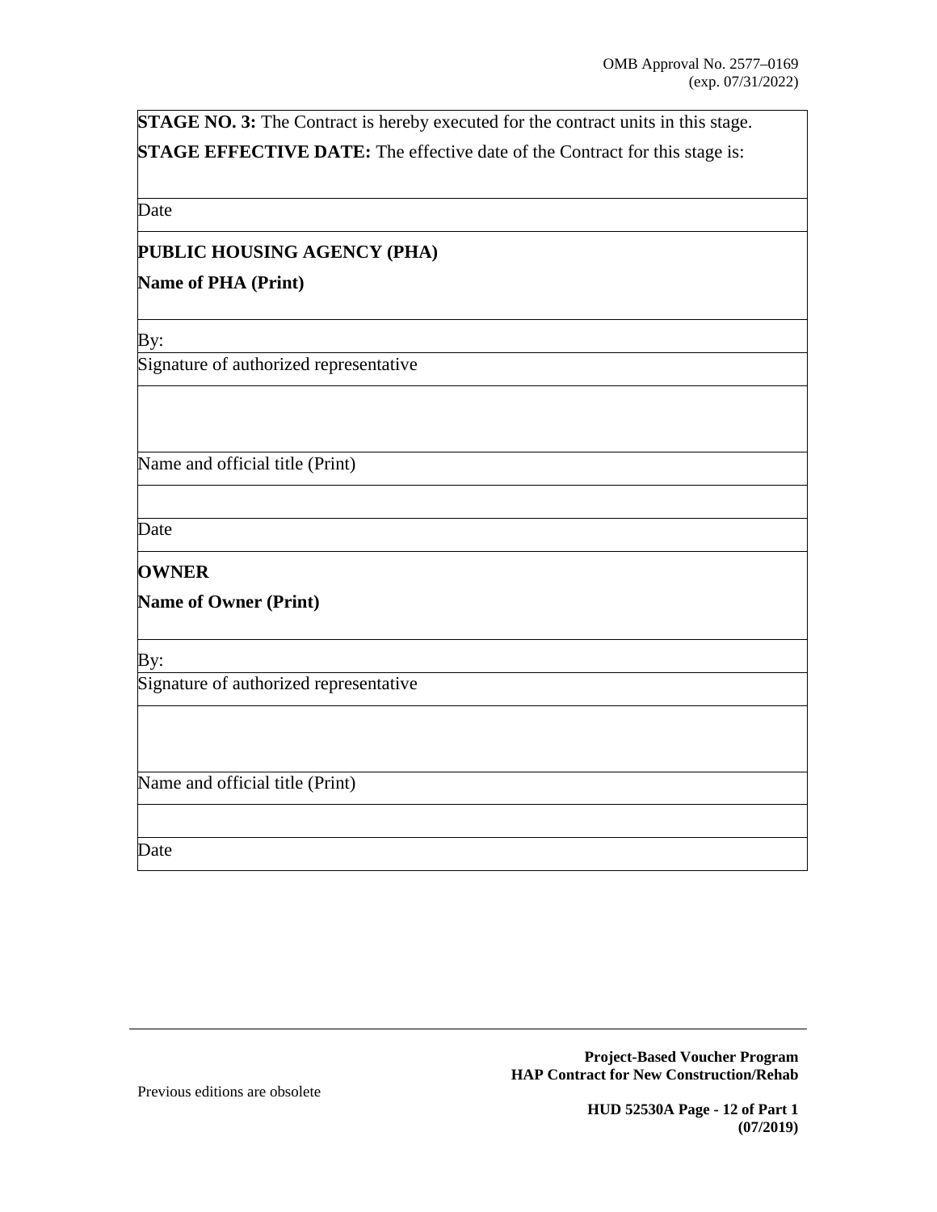**STAGE NO. 3:** The Contract is hereby executed for the contract units in this stage.

**STAGE EFFECTIVE DATE:** The effective date of the Contract for this stage is:

Date

**PUBLIC HOUSING AGENCY (PHA)**

**Name of PHA (Print)**

By:

Signature of authorized representative

Name and official title (Print)

Date

**OWNER**

**Name of Owner (Print)**

By:

Signature of authorized representative

Name and official title (Print)

Date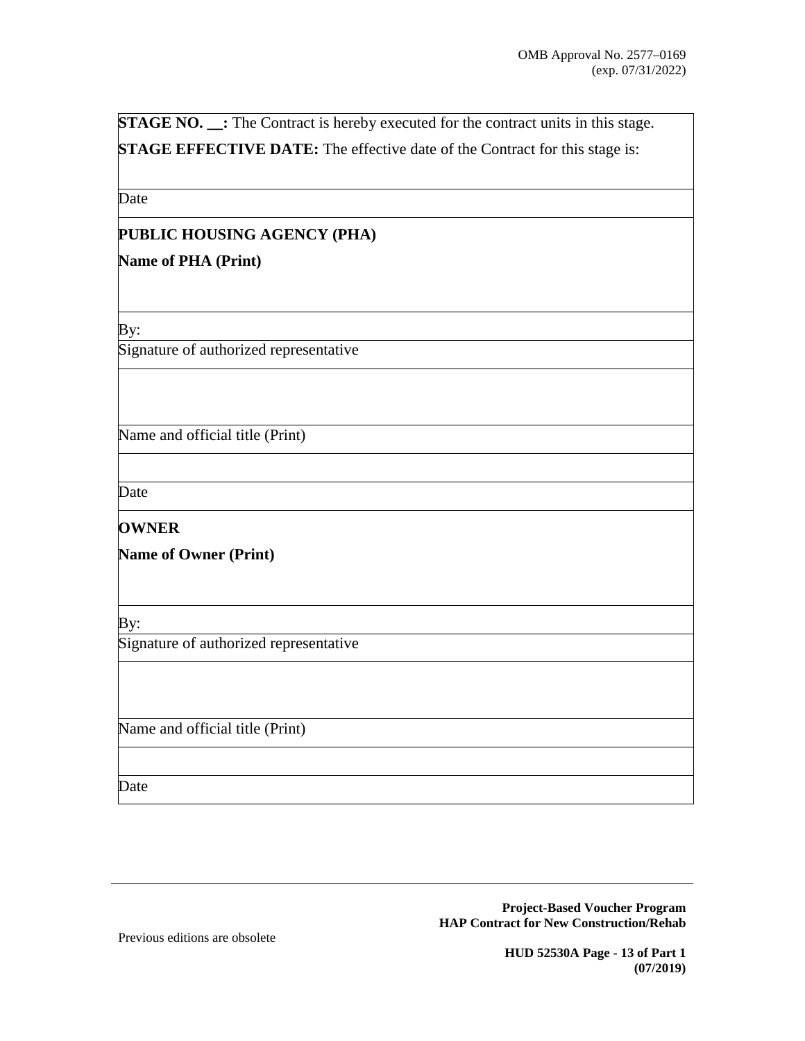OMB Approval No. 2577–0169
(exp. 07/31/2022)

| |
|---|
| **STAGE NO. __:** The Contract is hereby executed for the contract units in this stage. |
| **STAGE EFFECTIVE DATE:** The effective date of the Contract for this stage is: |
| Date |
| **PUBLIC HOUSING AGENCY (PHA)** |
| **Name of PHA (Print)** |
| By: |
| Signature of authorized representative |
| |
| Name and official title (Print) |
| |
| Date |
| **OWNER** |
| **Name of Owner (Print)** |
| By: |
| Signature of authorized representative |
| |
| Name and official title (Print) |
| |
| Date |

Previous editions are obsolete

**Project-Based Voucher Program**
**HAP Contract for New Construction/Rehab**

**HUD 52530A Page - 13 of Part 1 (07/2019)**